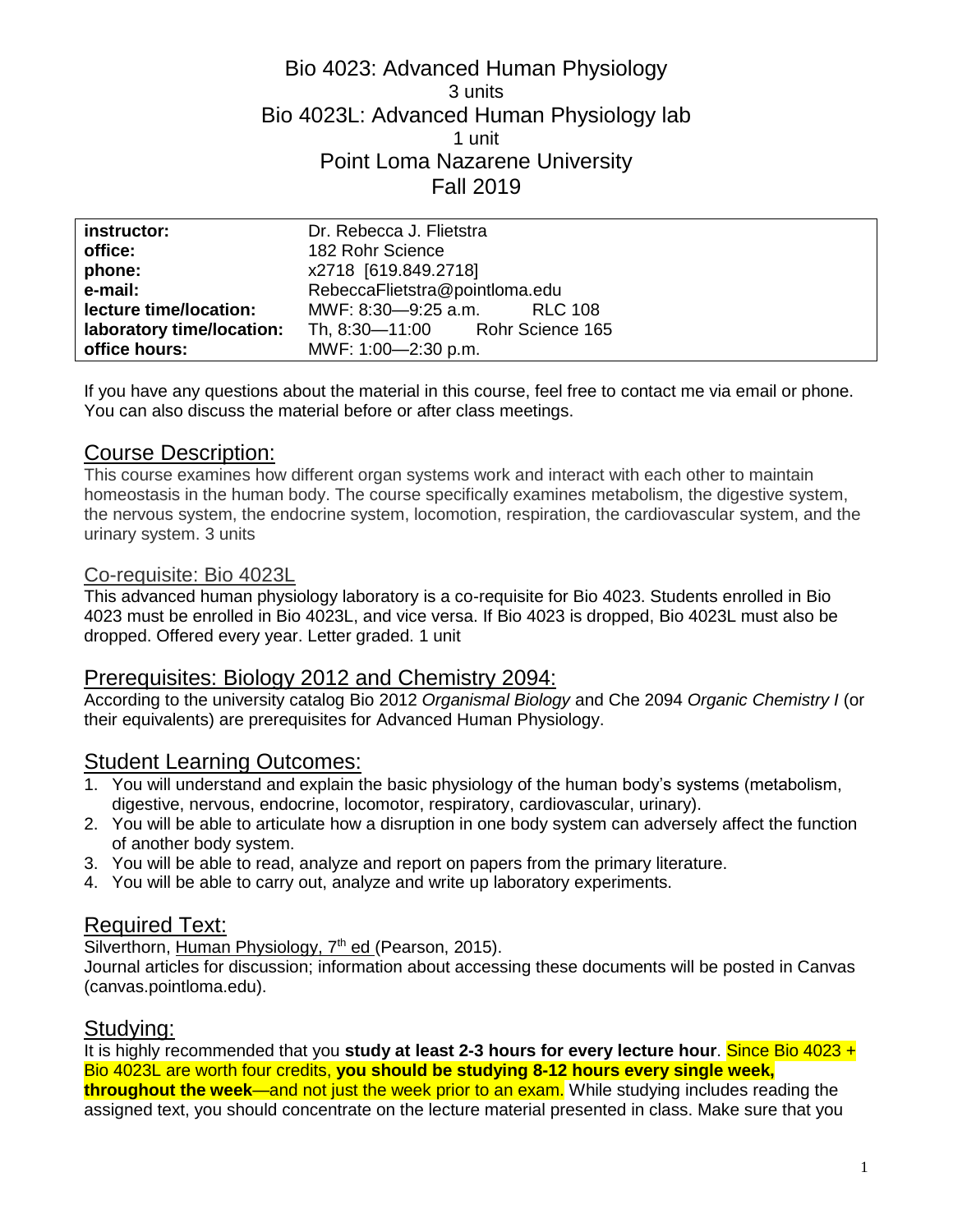# Bio 4023: Advanced Human Physiology

3 units

# Bio 4023L: Advanced Human Physiology lab

1 unit

Point Loma Nazarene University

Fall 2019

| | |
|---|---|
| **instructor:** | Dr. Rebecca J. Flietstra |
| **office:** | 182 Rohr Science |
| **phone:** | x2718 [619.849.2718] |
| **e-mail:** | RebeccaFlietstra@pointloma.edu |
| **lecture time/location:** | MWF: 8:30—9:25 a.m. RLC 108 |
| **laboratory time/location:** | Th, 8:30—11:00 Rohr Science 165 |
| **office hours:** | MWF: 1:00—2:30 p.m. |

If you have any questions about the material in this course, feel free to contact me via email or phone. You can also discuss the material before or after class meetings.

## Course Description:

This course examines how different organ systems work and interact with each other to maintain homeostasis in the human body. The course specifically examines metabolism, the digestive system, the nervous system, the endocrine system, locomotion, respiration, the cardiovascular system, and the urinary system. 3 units

### Co-requisite: Bio 4023L

This advanced human physiology laboratory is a co-requisite for Bio 4023. Students enrolled in Bio 4023 must be enrolled in Bio 4023L, and vice versa. If Bio 4023 is dropped, Bio 4023L must also be dropped. Offered every year. Letter graded. 1 unit

## Prerequisites: Biology 2012 and Chemistry 2094:

According to the university catalog Bio 2012 *Organismal Biology* and Che 2094 *Organic Chemistry I* (or their equivalents) are prerequisites for Advanced Human Physiology.

## Student Learning Outcomes:

1. You will understand and explain the basic physiology of the human body's systems (metabolism, digestive, nervous, endocrine, locomotor, respiratory, cardiovascular, urinary).
2. You will be able to articulate how a disruption in one body system can adversely affect the function of another body system.
3. You will be able to read, analyze and report on papers from the primary literature.
4. You will be able to carry out, analyze and write up laboratory experiments.

## Required Text:

Silverthorn, Human Physiology, 7th ed (Pearson, 2015).

Journal articles for discussion; information about accessing these documents will be posted in Canvas (canvas.pointloma.edu).

## Studying:

It is highly recommended that you **study at least 2-3 hours for every lecture hour**. Since Bio 4023 + Bio 4023L are worth four credits, **you should be studying 8-12 hours every single week, throughout the week**—and not just the week prior to an exam. While studying includes reading the assigned text, you should concentrate on the lecture material presented in class. Make sure that you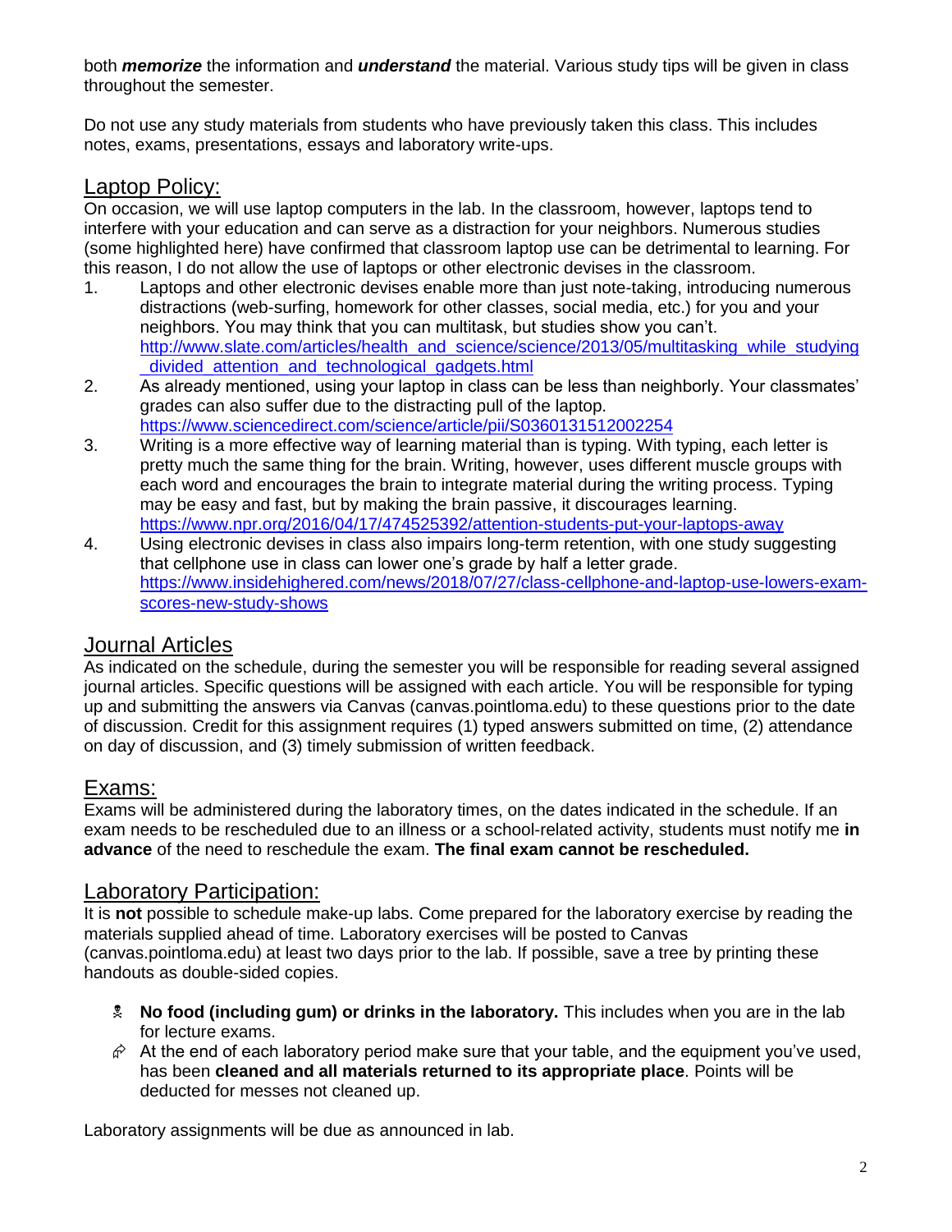both ***memorize*** the information and ***understand*** the material. Various study tips will be given in class throughout the semester.

Do not use any study materials from students who have previously taken this class. This includes notes, exams, presentations, essays and laboratory write-ups.

## Laptop Policy:

On occasion, we will use laptop computers in the lab. In the classroom, however, laptops tend to interfere with your education and can serve as a distraction for your neighbors. Numerous studies (some highlighted here) have confirmed that classroom laptop use can be detrimental to learning. For this reason, I do not allow the use of laptops or other electronic devises in the classroom.

1. Laptops and other electronic devises enable more than just note-taking, introducing numerous distractions (web-surfing, homework for other classes, social media, etc.) for you and your neighbors. You may think that you can multitask, but studies show you can't. http://www.slate.com/articles/health_and_science/science/2013/05/multitasking_while_studying_divided_attention_and_technological_gadgets.html
2. As already mentioned, using your laptop in class can be less than neighborly. Your classmates' grades can also suffer due to the distracting pull of the laptop. https://www.sciencedirect.com/science/article/pii/S0360131512002254
3. Writing is a more effective way of learning material than is typing. With typing, each letter is pretty much the same thing for the brain. Writing, however, uses different muscle groups with each word and encourages the brain to integrate material during the writing process. Typing may be easy and fast, but by making the brain passive, it discourages learning. https://www.npr.org/2016/04/17/474525392/attention-students-put-your-laptops-away
4. Using electronic devises in class also impairs long-term retention, with one study suggesting that cellphone use in class can lower one's grade by half a letter grade. https://www.insidehighered.com/news/2018/07/27/class-cellphone-and-laptop-use-lowers-exam-scores-new-study-shows

## Journal Articles

As indicated on the schedule, during the semester you will be responsible for reading several assigned journal articles. Specific questions will be assigned with each article. You will be responsible for typing up and submitting the answers via Canvas (canvas.pointloma.edu) to these questions prior to the date of discussion. Credit for this assignment requires (1) typed answers submitted on time, (2) attendance on day of discussion, and (3) timely submission of written feedback.

## Exams:

Exams will be administered during the laboratory times, on the dates indicated in the schedule. If an exam needs to be rescheduled due to an illness or a school-related activity, students must notify me **in advance** of the need to reschedule the exam. **The final exam cannot be rescheduled.**

## Laboratory Participation:

It is **not** possible to schedule make-up labs. Come prepared for the laboratory exercise by reading the materials supplied ahead of time. Laboratory exercises will be posted to Canvas (canvas.pointloma.edu) at least two days prior to the lab. If possible, save a tree by printing these handouts as double-sided copies.

- **No food (including gum) or drinks in the laboratory.** This includes when you are in the lab for lecture exams.
- At the end of each laboratory period make sure that your table, and the equipment you've used, has been **cleaned and all materials returned to its appropriate place**. Points will be deducted for messes not cleaned up.

Laboratory assignments will be due as announced in lab.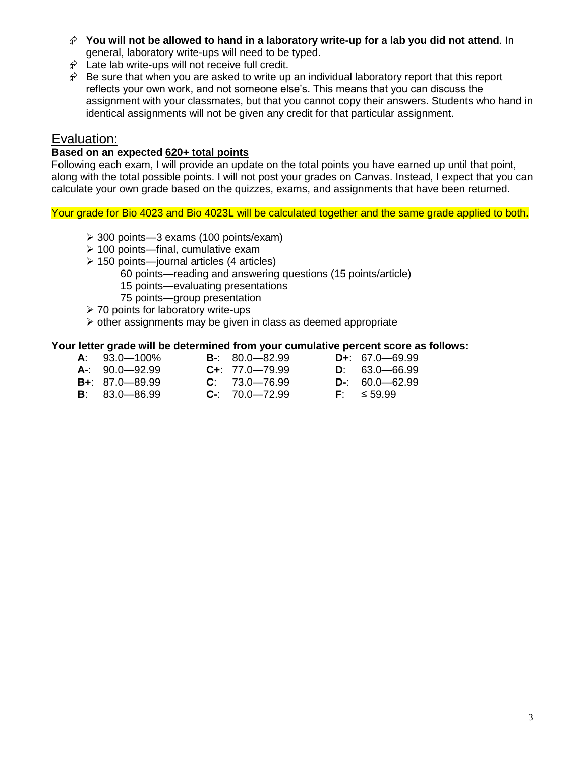- **You will not be allowed to hand in a laboratory write-up for a lab you did not attend**. In general, laboratory write-ups will need to be typed.
- Late lab write-ups will not receive full credit.
- Be sure that when you are asked to write up an individual laboratory report that this report reflects your own work, and not someone else's. This means that you can discuss the assignment with your classmates, but that you cannot copy their answers. Students who hand in identical assignments will not be given any credit for that particular assignment.

## Evaluation:

**Based on an expected <u>620+ total points</u>**

Following each exam, I will provide an update on the total points you have earned up until that point, along with the total possible points. I will not post your grades on Canvas. Instead, I expect that you can calculate your own grade based on the quizzes, exams, and assignments that have been returned.

Your grade for Bio 4023 and Bio 4023L will be calculated together and the same grade applied to both.

- 300 points—3 exams (100 points/exam)
- 100 points—final, cumulative exam
- 150 points—journal articles (4 articles)
  - 60 points—reading and answering questions (15 points/article)
  - 15 points—evaluating presentations
  - 75 points—group presentation
- 70 points for laboratory write-ups
- other assignments may be given in class as deemed appropriate

**Your letter grade will be determined from your cumulative percent score as follows:**

| | | | | | |
|---|---|---|---|---|---|
| **A**: | 93.0—100% | **B-**: | 80.0—82.99 | **D+**: | 67.0—69.99 |
| **A-**: | 90.0—92.99 | **C+**: | 77.0—79.99 | **D**: | 63.0—66.99 |
| **B+**: | 87.0—89.99 | **C**: | 73.0—76.99 | **D-**: | 60.0—62.99 |
| **B**: | 83.0—86.99 | **C-**: | 70.0—72.99 | **F**: | ≤ 59.99 |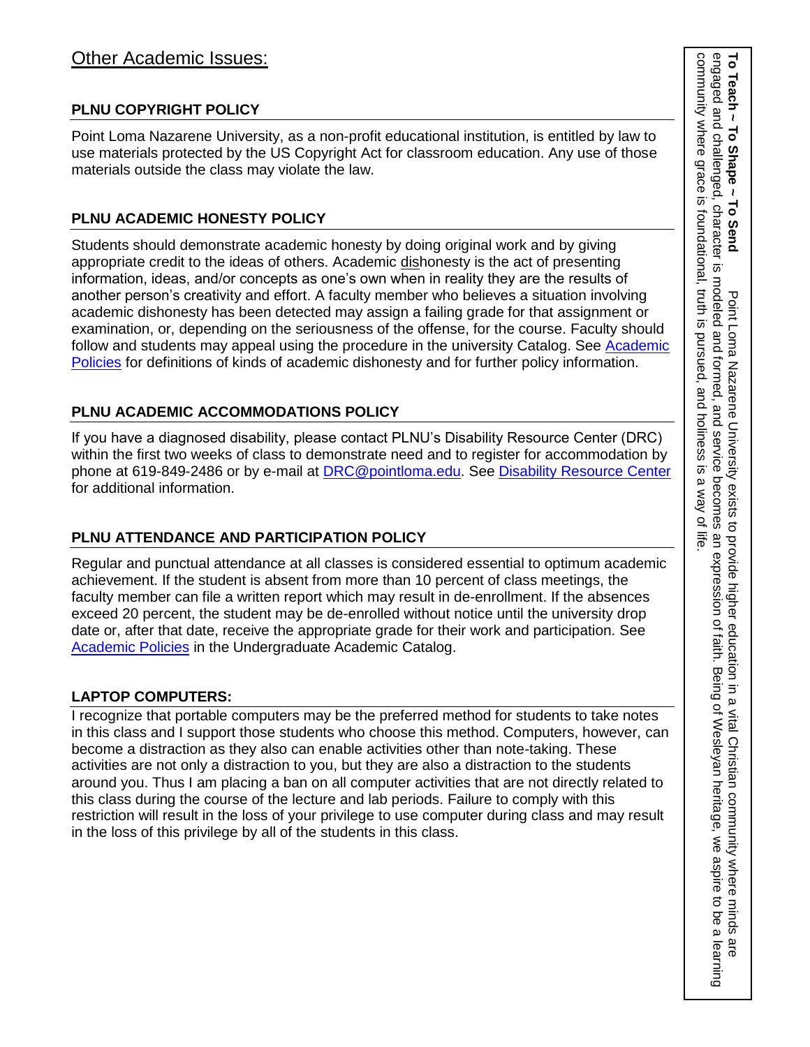## Other Academic Issues:

### PLNU COPYRIGHT POLICY

Point Loma Nazarene University, as a non-profit educational institution, is entitled by law to use materials protected by the US Copyright Act for classroom education. Any use of those materials outside the class may violate the law.

### PLNU ACADEMIC HONESTY POLICY

Students should demonstrate academic honesty by doing original work and by giving appropriate credit to the ideas of others. Academic dishonesty is the act of presenting information, ideas, and/or concepts as one's own when in reality they are the results of another person's creativity and effort. A faculty member who believes a situation involving academic dishonesty has been detected may assign a failing grade for that assignment or examination, or, depending on the seriousness of the offense, for the course. Faculty should follow and students may appeal using the procedure in the university Catalog. See Academic Policies for definitions of kinds of academic dishonesty and for further policy information.

### PLNU ACADEMIC ACCOMMODATIONS POLICY

If you have a diagnosed disability, please contact PLNU's Disability Resource Center (DRC) within the first two weeks of class to demonstrate need and to register for accommodation by phone at 619-849-2486 or by e-mail at DRC@pointloma.edu. See Disability Resource Center for additional information.

### PLNU ATTENDANCE AND PARTICIPATION POLICY

Regular and punctual attendance at all classes is considered essential to optimum academic achievement. If the student is absent from more than 10 percent of class meetings, the faculty member can file a written report which may result in de-enrollment. If the absences exceed 20 percent, the student may be de-enrolled without notice until the university drop date or, after that date, receive the appropriate grade for their work and participation. See Academic Policies in the Undergraduate Academic Catalog.

### LAPTOP COMPUTERS:

I recognize that portable computers may be the preferred method for students to take notes in this class and I support those students who choose this method. Computers, however, can become a distraction as they also can enable activities other than note-taking. These activities are not only a distraction to you, but they are also a distraction to the students around you. Thus I am placing a ban on all computer activities that are not directly related to this class during the course of the lecture and lab periods. Failure to comply with this restriction will result in the loss of your privilege to use computer during class and may result in the loss of this privilege by all of the students in this class.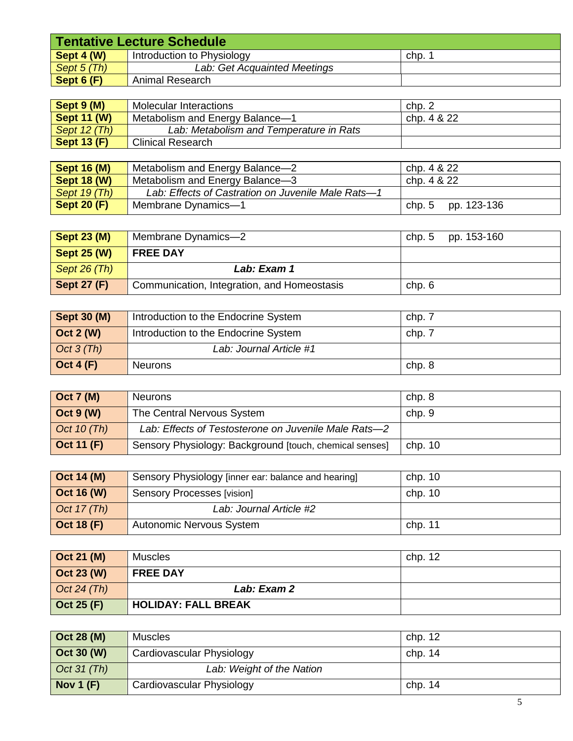| Tentative Lecture Schedule | | |
|---|---|---|
| **Sept 4 (W)** | Introduction to Physiology | chp. 1 |
| *Sept 5 (Th)* | *Lab: Get Acquainted Meetings* | |
| **Sept 6 (F)** | Animal Research | |
| | | |
| **Sept 9 (M)** | Molecular Interactions | chp. 2 |
| **Sept 11 (W)** | Metabolism and Energy Balance—1 | chp. 4 & 22 |
| *Sept 12 (Th)* | *Lab: Metabolism and Temperature in Rats* | |
| **Sept 13 (F)** | Clinical Research | |
| | | |
| **Sept 16 (M)** | Metabolism and Energy Balance—2 | chp. 4 & 22 |
| **Sept 18 (W)** | Metabolism and Energy Balance—3 | chp. 4 & 22 |
| *Sept 19 (Th)* | *Lab: Effects of Castration on Juvenile Male Rats—1* | |
| **Sept 20 (F)** | Membrane Dynamics—1 | chp. 5 pp. 123-136 |
| | | |
| **Sept 23 (M)** | Membrane Dynamics—2 | chp. 5 pp. 153-160 |
| **Sept 25 (W)** | **FREE DAY** | |
| *Sept 26 (Th)* | ***Lab: Exam 1*** | |
| **Sept 27 (F)** | Communication, Integration, and Homeostasis | chp. 6 |
| | | |
| **Sept 30 (M)** | Introduction to the Endocrine System | chp. 7 |
| **Oct 2 (W)** | Introduction to the Endocrine System | chp. 7 |
| *Oct 3 (Th)* | *Lab: Journal Article #1* | |
| **Oct 4 (F)** | Neurons | chp. 8 |
| | | |
| **Oct 7 (M)** | Neurons | chp. 8 |
| **Oct 9 (W)** | The Central Nervous System | chp. 9 |
| *Oct 10 (Th)* | *Lab: Effects of Testosterone on Juvenile Male Rats—2* | |
| **Oct 11 (F)** | Sensory Physiology: Background [touch, chemical senses] | chp. 10 |
| | | |
| **Oct 14 (M)** | Sensory Physiology [inner ear: balance and hearing] | chp. 10 |
| **Oct 16 (W)** | Sensory Processes [vision] | chp. 10 |
| *Oct 17 (Th)* | *Lab: Journal Article #2* | |
| **Oct 18 (F)** | Autonomic Nervous System | chp. 11 |
| | | |
| **Oct 21 (M)** | Muscles | chp. 12 |
| **Oct 23 (W)** | **FREE DAY** | |
| *Oct 24 (Th)* | ***Lab: Exam 2*** | |
| **Oct 25 (F)** | **HOLIDAY: FALL BREAK** | |
| | | |
| **Oct 28 (M)** | Muscles | chp. 12 |
| **Oct 30 (W)** | Cardiovascular Physiology | chp. 14 |
| *Oct 31 (Th)* | *Lab: Weight of the Nation* | |
| **Nov 1 (F)** | Cardiovascular Physiology | chp. 14 |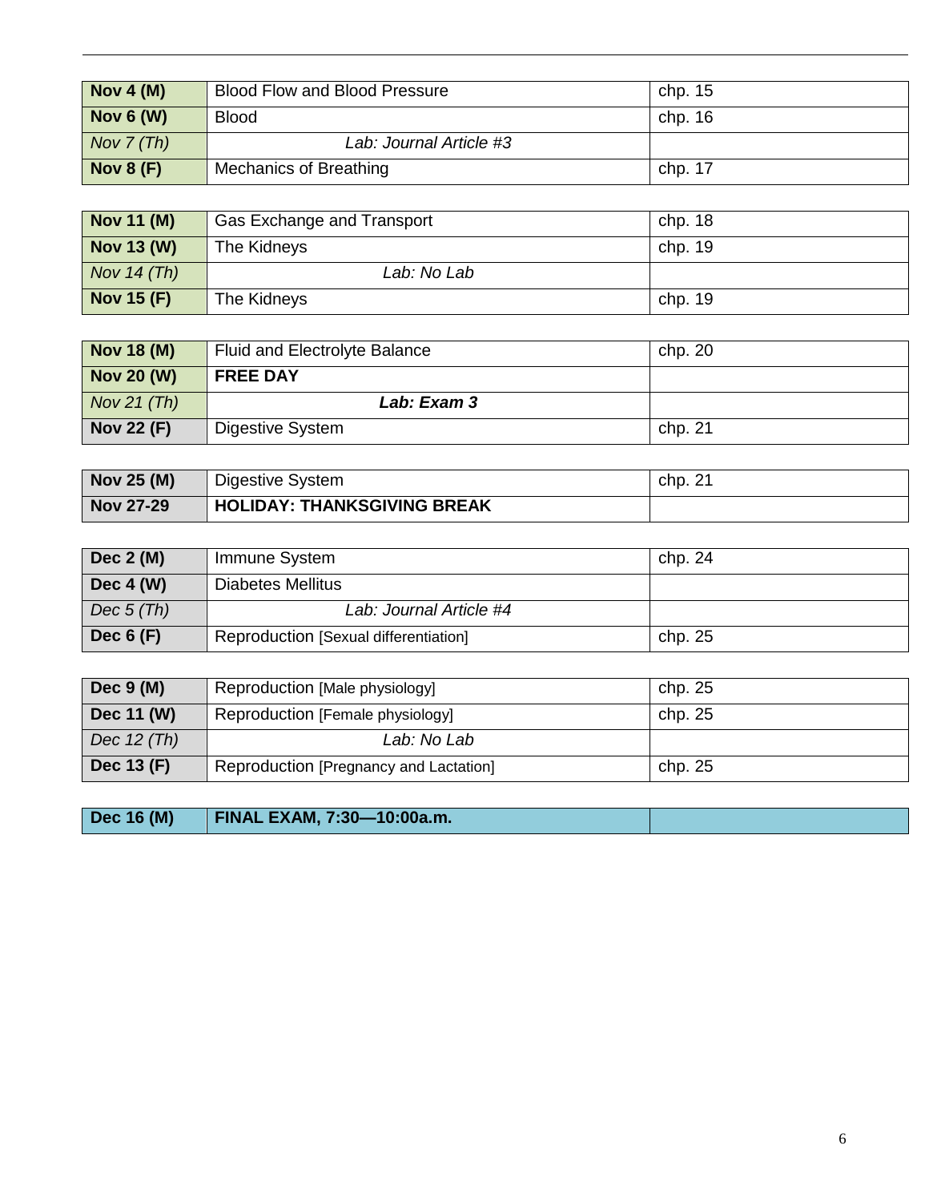| | | |
|---|---|---|
| **Nov 4 (M)** | Blood Flow and Blood Pressure | chp. 15 |
| **Nov 6 (W)** | Blood | chp. 16 |
| *Nov 7 (Th)* | *Lab: Journal Article #3* | |
| **Nov 8 (F)** | Mechanics of Breathing | chp. 17 |

| | | |
|---|---|---|
| **Nov 11 (M)** | Gas Exchange and Transport | chp. 18 |
| **Nov 13 (W)** | The Kidneys | chp. 19 |
| *Nov 14 (Th)* | *Lab: No Lab* | |
| **Nov 15 (F)** | The Kidneys | chp. 19 |

| | | |
|---|---|---|
| **Nov 18 (M)** | Fluid and Electrolyte Balance | chp. 20 |
| **Nov 20 (W)** | **FREE DAY** | |
| *Nov 21 (Th)* | ***Lab: Exam 3*** | |
| **Nov 22 (F)** | Digestive System | chp. 21 |

| | | |
|---|---|---|
| **Nov 25 (M)** | Digestive System | chp. 21 |
| **Nov 27-29** | **HOLIDAY: THANKSGIVING BREAK** | |

| | | |
|---|---|---|
| **Dec 2 (M)** | Immune System | chp. 24 |
| **Dec 4 (W)** | Diabetes Mellitus | |
| *Dec 5 (Th)* | *Lab: Journal Article #4* | |
| **Dec 6 (F)** | Reproduction [Sexual differentiation] | chp. 25 |

| | | |
|---|---|---|
| **Dec 9 (M)** | Reproduction [Male physiology] | chp. 25 |
| **Dec 11 (W)** | Reproduction [Female physiology] | chp. 25 |
| *Dec 12 (Th)* | *Lab: No Lab* | |
| **Dec 13 (F)** | Reproduction [Pregnancy and Lactation] | chp. 25 |

| | | |
|---|---|---|
| **Dec 16 (M)** | **FINAL EXAM, 7:30—10:00a.m.** | |